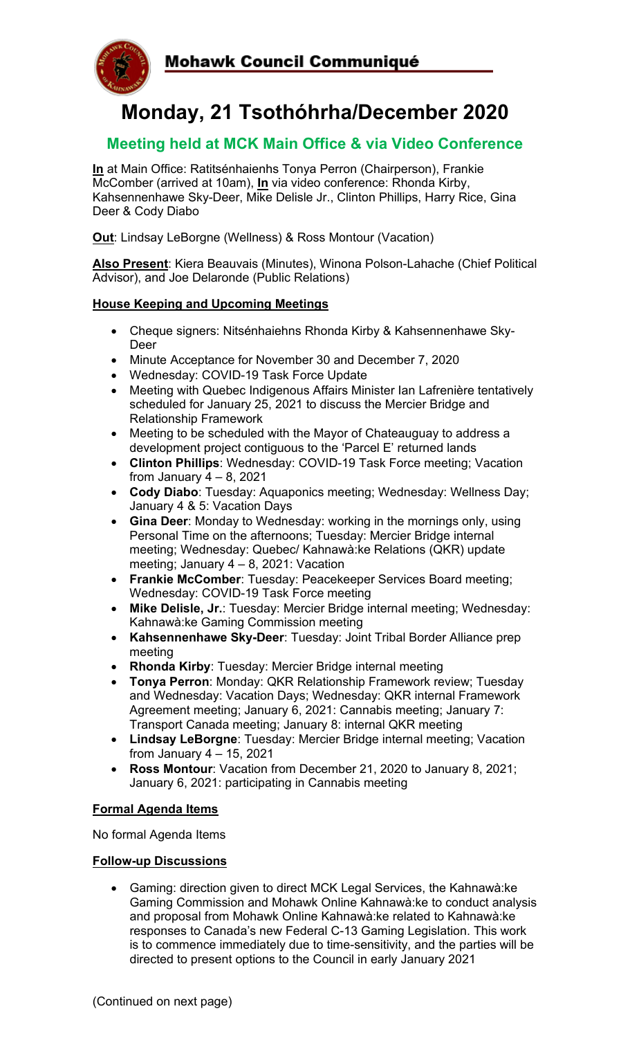# Mohawk Council Communiqué

# Monday, 21 Tsothóhrha/December 2020

## Meeting held at MCK Main Office & via Video Conference

**In** at Main Office: Ratitsénhaienhs Tonya Perron (Chairperson), Frankie McComber (arrived at 10am), **In** via video conference: Rhonda Kirby, Kahsennenhawe Sky-Deer, Mike Delisle Jr., Clinton Phillips, Harry Rice, Gina Deer & Cody Diabo

**Out**: Lindsay LeBorgne (Wellness) & Ross Montour (Vacation)

**Also Present**: Kiera Beauvais (Minutes), Winona Polson-Lahache (Chief Political Advisor), and Joe Delaronde (Public Relations)

### House Keeping and Upcoming Meetings

- Cheque signers: Nitsénhaiehns Rhonda Kirby & Kahsennenhawe Sky-Deer
- Minute Acceptance for November 30 and December 7, 2020
- Wednesday: COVID-19 Task Force Update
- Meeting with Quebec Indigenous Affairs Minister Ian Lafrenière tentatively scheduled for January 25, 2021 to discuss the Mercier Bridge and Relationship Framework
- Meeting to be scheduled with the Mayor of Chateauguay to address a development project contiguous to the 'Parcel E' returned lands
- **Clinton Phillips**: Wednesday: COVID-19 Task Force meeting; Vacation from January 4 – 8, 2021
- **Cody Diabo**: Tuesday: Aquaponics meeting; Wednesday: Wellness Day; January 4 & 5: Vacation Days
- **Gina Deer**: Monday to Wednesday: working in the mornings only, using Personal Time on the afternoons; Tuesday: Mercier Bridge internal meeting; Wednesday: Quebec/ Kahnawà:ke Relations (QKR) update meeting; January 4 – 8, 2021: Vacation
- **Frankie McComber**: Tuesday: Peacekeeper Services Board meeting; Wednesday: COVID-19 Task Force meeting
- **Mike Delisle, Jr.**: Tuesday: Mercier Bridge internal meeting; Wednesday: Kahnawà:ke Gaming Commission meeting
- **Kahsennenhawe Sky-Deer**: Tuesday: Joint Tribal Border Alliance prep meeting
- **Rhonda Kirby**: Tuesday: Mercier Bridge internal meeting
- **Tonya Perron**: Monday: QKR Relationship Framework review; Tuesday and Wednesday: Vacation Days; Wednesday: QKR internal Framework Agreement meeting; January 6, 2021: Cannabis meeting; January 7: Transport Canada meeting; January 8: internal QKR meeting
- **Lindsay LeBorgne**: Tuesday: Mercier Bridge internal meeting; Vacation from January 4 – 15, 2021
- **Ross Montour**: Vacation from December 21, 2020 to January 8, 2021; January 6, 2021: participating in Cannabis meeting

### Formal Agenda Items

No formal Agenda Items

### Follow-up Discussions

- Gaming: direction given to direct MCK Legal Services, the Kahnawà:ke Gaming Commission and Mohawk Online Kahnawà:ke to conduct analysis and proposal from Mohawk Online Kahnawà:ke related to Kahnawà:ke responses to Canada's new Federal C-13 Gaming Legislation. This work is to commence immediately due to time-sensitivity, and the parties will be directed to present options to the Council in early January 2021

(Continued on next page)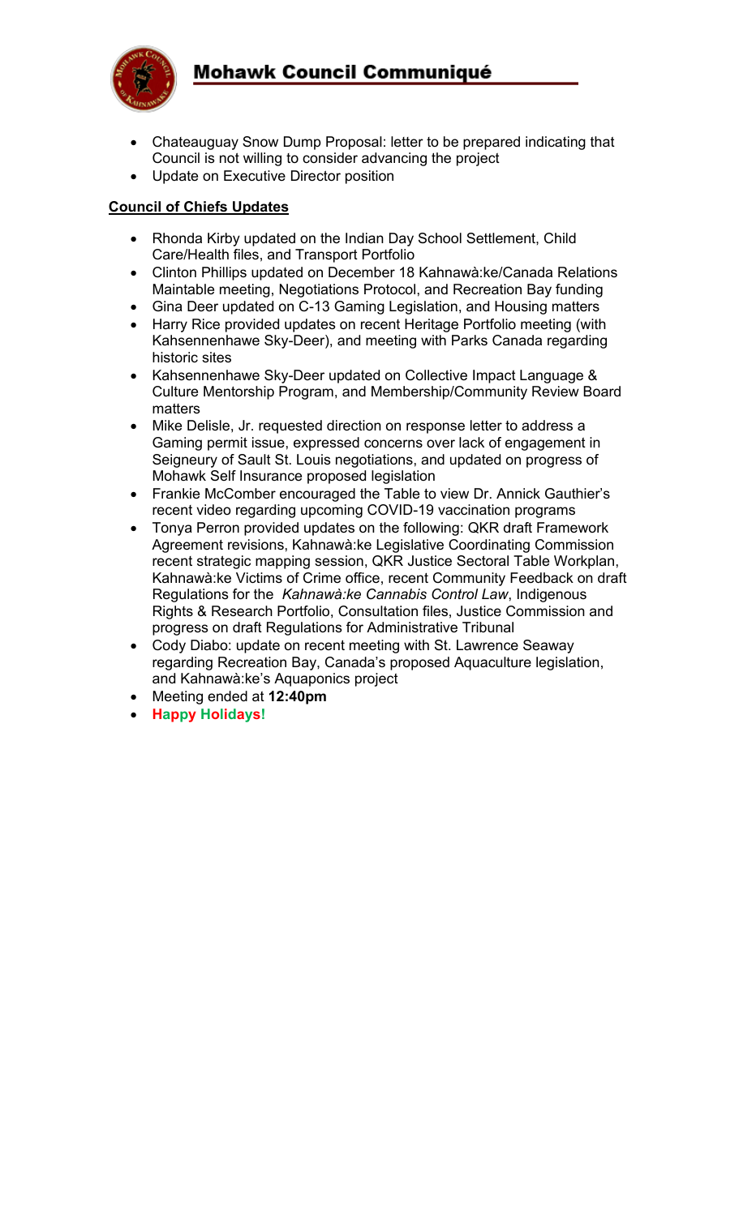- Chateauguay Snow Dump Proposal: letter to be prepared indicating that Council is not willing to consider advancing the project
- Update on Executive Director position

**Council of Chiefs Updates**

- Rhonda Kirby updated on the Indian Day School Settlement, Child Care/Health files, and Transport Portfolio
- Clinton Phillips updated on December 18 Kahnawà:ke/Canada Relations Maintable meeting, Negotiations Protocol, and Recreation Bay funding
- Gina Deer updated on C-13 Gaming Legislation, and Housing matters
- Harry Rice provided updates on recent Heritage Portfolio meeting (with Kahsennenhawe Sky-Deer), and meeting with Parks Canada regarding historic sites
- Kahsennenhawe Sky-Deer updated on Collective Impact Language & Culture Mentorship Program, and Membership/Community Review Board matters
- Mike Delisle, Jr. requested direction on response letter to address a Gaming permit issue, expressed concerns over lack of engagement in Seigneury of Sault St. Louis negotiations, and updated on progress of Mohawk Self Insurance proposed legislation
- Frankie McComber encouraged the Table to view Dr. Annick Gauthier's recent video regarding upcoming COVID-19 vaccination programs
- Tonya Perron provided updates on the following: QKR draft Framework Agreement revisions, Kahnawà:ke Legislative Coordinating Commission recent strategic mapping session, QKR Justice Sectoral Table Workplan, Kahnawà:ke Victims of Crime office, recent Community Feedback on draft Regulations for the *Kahnawà:ke Cannabis Control Law*, Indigenous Rights & Research Portfolio, Consultation files, Justice Commission and progress on draft Regulations for Administrative Tribunal
- Cody Diabo: update on recent meeting with St. Lawrence Seaway regarding Recreation Bay, Canada's proposed Aquaculture legislation, and Kahnawà:ke's Aquaponics project
- Meeting ended at **12:40pm**
- **Happy Holidays!**